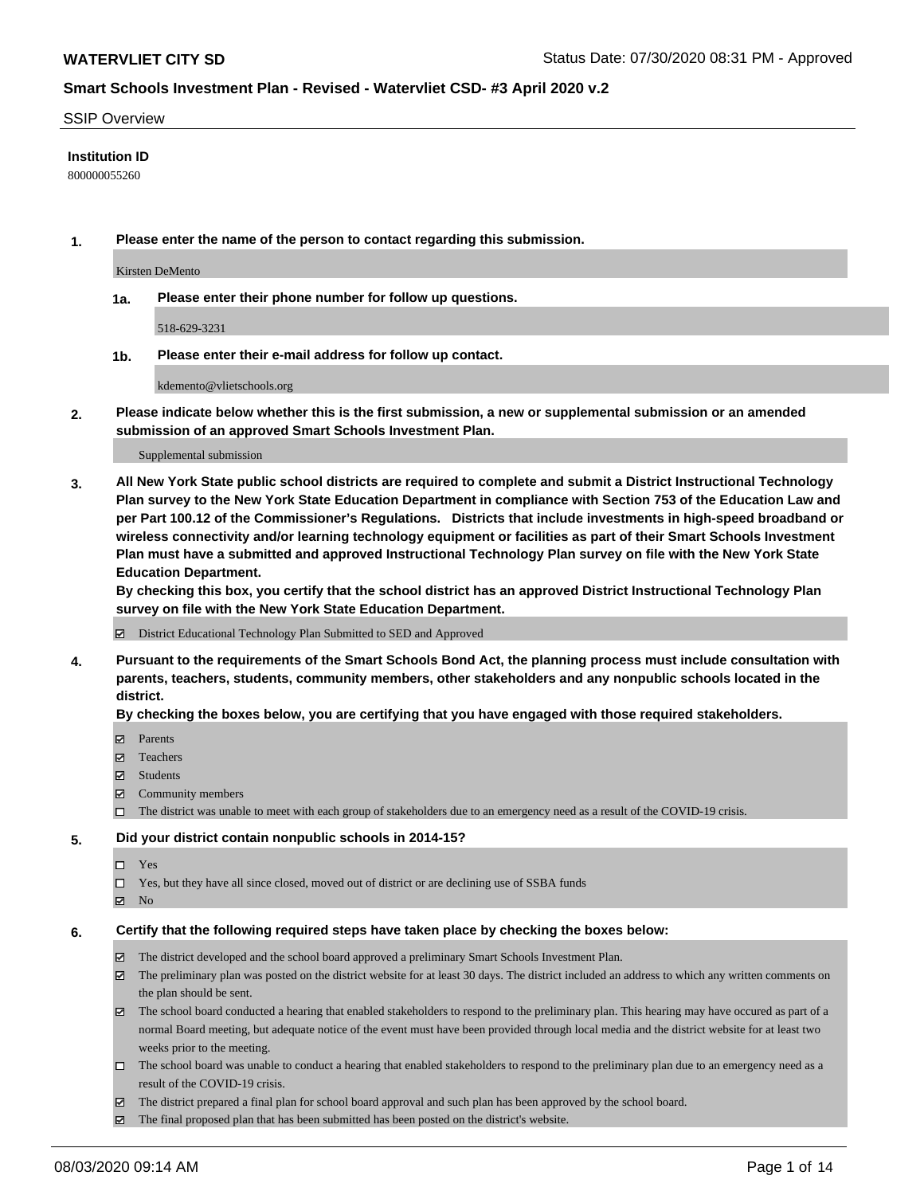**WATERVLIET CITY SD** Status Date: 07/30/2020 08:31 PM - Approved

**Smart Schools Investment Plan - Revised - Watervliet CSD- #3 April 2020 v.2**

SSIP Overview

**Institution ID**

800000055260

**1. Please enter the name of the person to contact regarding this submission.**

Kirsten DeMento

**1a. Please enter their phone number for follow up questions.**

518-629-3231

**1b. Please enter their e-mail address for follow up contact.**

kdemento@vlietschools.org

**2. Please indicate below whether this is the first submission, a new or supplemental submission or an amended submission of an approved Smart Schools Investment Plan.**

Supplemental submission

**3. All New York State public school districts are required to complete and submit a District Instructional Technology Plan survey to the New York State Education Department in compliance with Section 753 of the Education Law and per Part 100.12 of the Commissioner's Regulations. Districts that include investments in high-speed broadband or wireless connectivity and/or learning technology equipment or facilities as part of their Smart Schools Investment Plan must have a submitted and approved Instructional Technology Plan survey on file with the New York State Education Department.**
**By checking this box, you certify that the school district has an approved District Instructional Technology Plan survey on file with the New York State Education Department.**

☑ District Educational Technology Plan Submitted to SED and Approved

**4. Pursuant to the requirements of the Smart Schools Bond Act, the planning process must include consultation with parents, teachers, students, community members, other stakeholders and any nonpublic schools located in the district.**
**By checking the boxes below, you are certifying that you have engaged with those required stakeholders.**

☑ Parents
☑ Teachers
☑ Students
☑ Community members
☐ The district was unable to meet with each group of stakeholders due to an emergency need as a result of the COVID-19 crisis.

**5. Did your district contain nonpublic schools in 2014-15?**

☐ Yes
☐ Yes, but they have all since closed, moved out of district or are declining use of SSBA funds
☑ No

**6. Certify that the following required steps have taken place by checking the boxes below:**

☑ The district developed and the school board approved a preliminary Smart Schools Investment Plan.
☑ The preliminary plan was posted on the district website for at least 30 days. The district included an address to which any written comments on the plan should be sent.
☑ The school board conducted a hearing that enabled stakeholders to respond to the preliminary plan. This hearing may have occured as part of a normal Board meeting, but adequate notice of the event must have been provided through local media and the district website for at least two weeks prior to the meeting.
☐ The school board was unable to conduct a hearing that enabled stakeholders to respond to the preliminary plan due to an emergency need as a result of the COVID-19 crisis.
☑ The district prepared a final plan for school board approval and such plan has been approved by the school board.
☑ The final proposed plan that has been submitted has been posted on the district's website.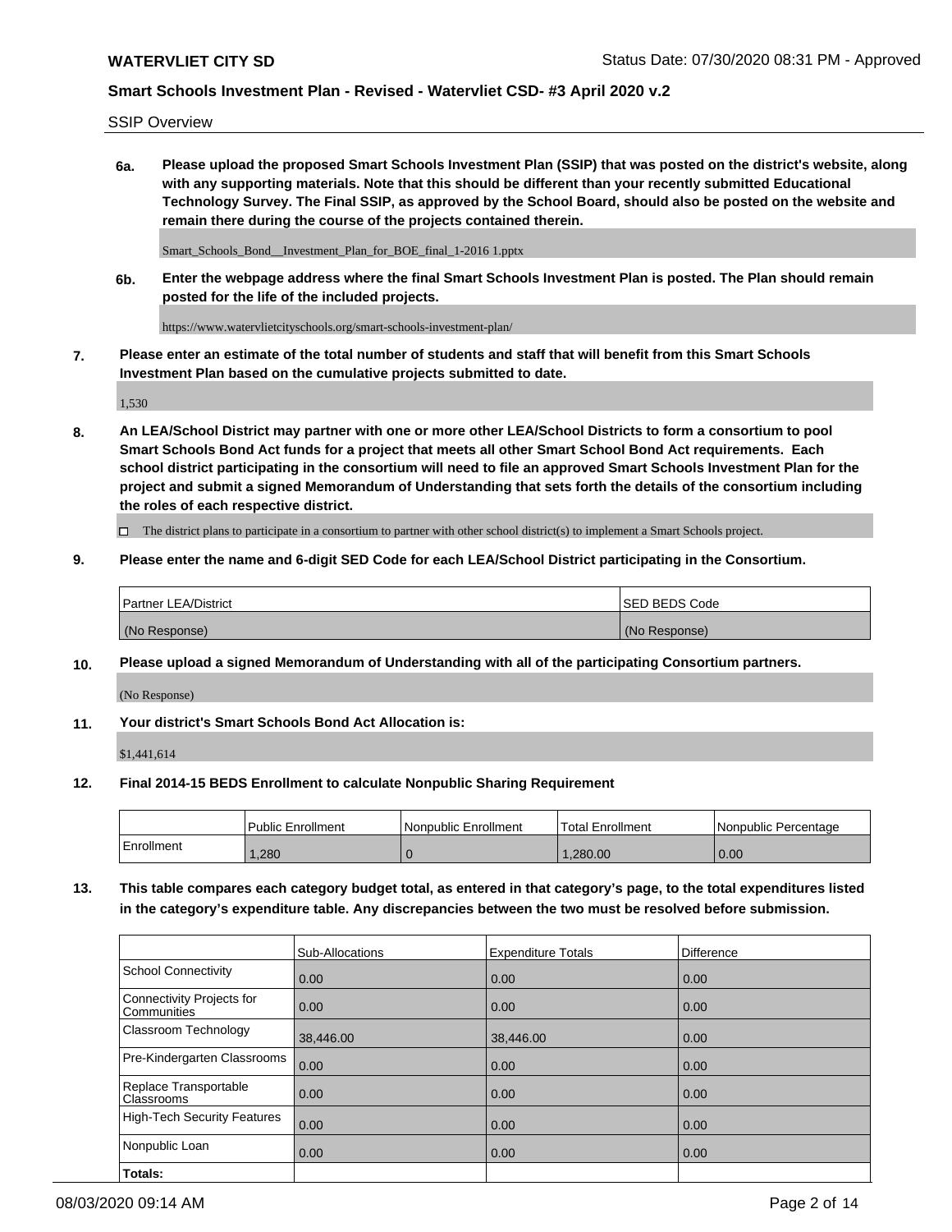**WATERVLIET CITY SD** Status Date: 07/30/2020 08:31 PM - Approved

**Smart Schools Investment Plan - Revised - Watervliet CSD- #3 April 2020 v.2**

SSIP Overview

**6a. Please upload the proposed Smart Schools Investment Plan (SSIP) that was posted on the district's website, along with any supporting materials. Note that this should be different than your recently submitted Educational Technology Survey. The Final SSIP, as approved by the School Board, should also be posted on the website and remain there during the course of the projects contained therein.**

Smart_Schools_Bond__Investment_Plan_for_BOE_final_1-2016 1.pptx

**6b. Enter the webpage address where the final Smart Schools Investment Plan is posted. The Plan should remain posted for the life of the included projects.**

https://www.watervlietcityschools.org/smart-schools-investment-plan/

**7. Please enter an estimate of the total number of students and staff that will benefit from this Smart Schools Investment Plan based on the cumulative projects submitted to date.**

1,530

**8. An LEA/School District may partner with one or more other LEA/School Districts to form a consortium to pool Smart Schools Bond Act funds for a project that meets all other Smart School Bond Act requirements. Each school district participating in the consortium will need to file an approved Smart Schools Investment Plan for the project and submit a signed Memorandum of Understanding that sets forth the details of the consortium including the roles of each respective district.**

☐ The district plans to participate in a consortium to partner with other school district(s) to implement a Smart Schools project.

**9. Please enter the name and 6-digit SED Code for each LEA/School District participating in the Consortium.**

| Partner LEA/District | SED BEDS Code |
|---|---|
| (No Response) | (No Response) |

**10. Please upload a signed Memorandum of Understanding with all of the participating Consortium partners.**

(No Response)

**11. Your district's Smart Schools Bond Act Allocation is:**

$1,441,614

**12. Final 2014-15 BEDS Enrollment to calculate Nonpublic Sharing Requirement**

| | Public Enrollment | Nonpublic Enrollment | Total Enrollment | Nonpublic Percentage |
|---|---|---|---|---|
| Enrollment | 1,280 | 0 | 1,280.00 | 0.00 |

**13. This table compares each category budget total, as entered in that category's page, to the total expenditures listed in the category's expenditure table. Any discrepancies between the two must be resolved before submission.**

| | Sub-Allocations | Expenditure Totals | Difference |
|---|---|---|---|
| School Connectivity | 0.00 | 0.00 | 0.00 |
| Connectivity Projects for Communities | 0.00 | 0.00 | 0.00 |
| Classroom Technology | 38,446.00 | 38,446.00 | 0.00 |
| Pre-Kindergarten Classrooms | 0.00 | 0.00 | 0.00 |
| Replace Transportable Classrooms | 0.00 | 0.00 | 0.00 |
| High-Tech Security Features | 0.00 | 0.00 | 0.00 |
| Nonpublic Loan | 0.00 | 0.00 | 0.00 |
| **Totals:** | | | |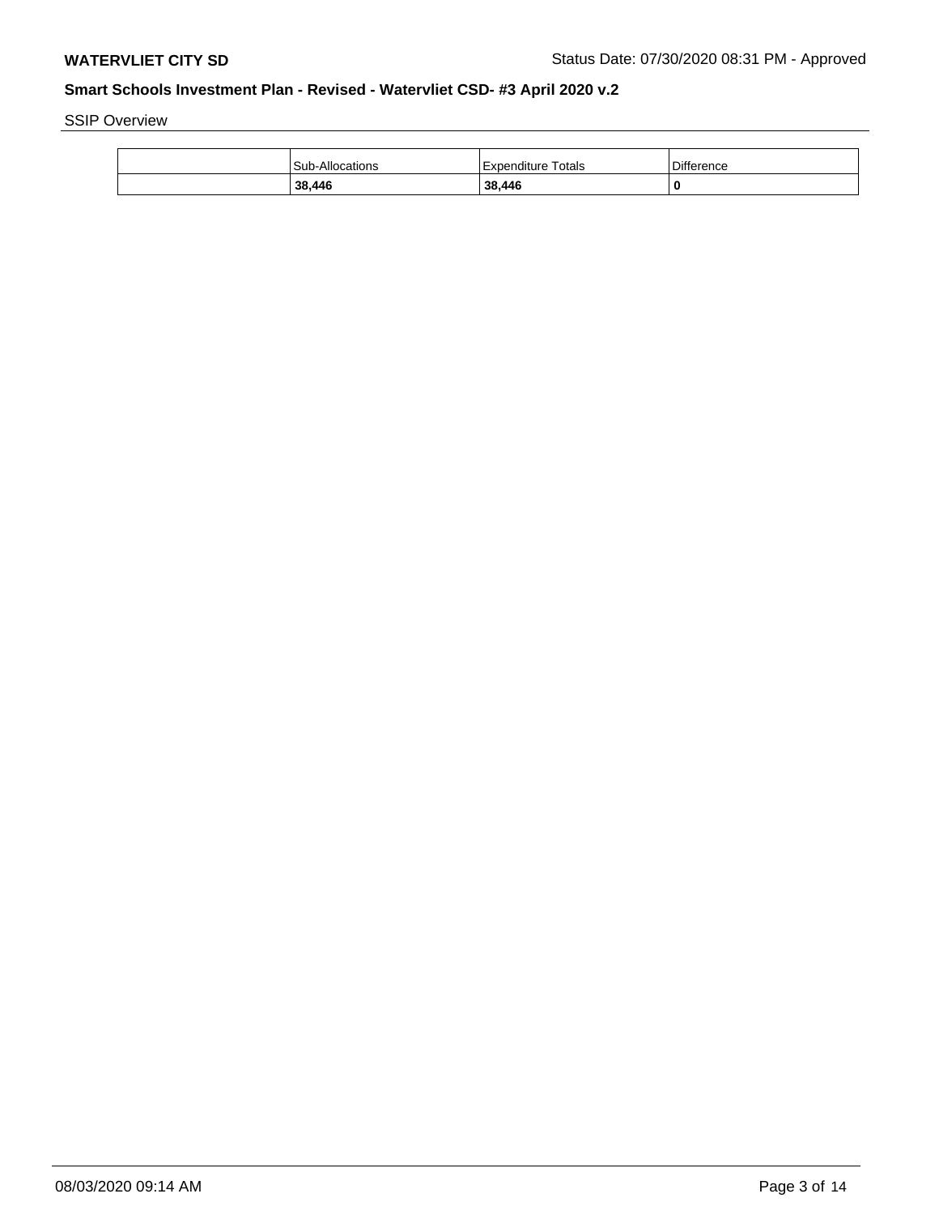SSIP Overview

| | Sub-Allocations | Expenditure Totals | Difference |
|---|---|---|---|
| | **38,446** | **38,446** | **0** |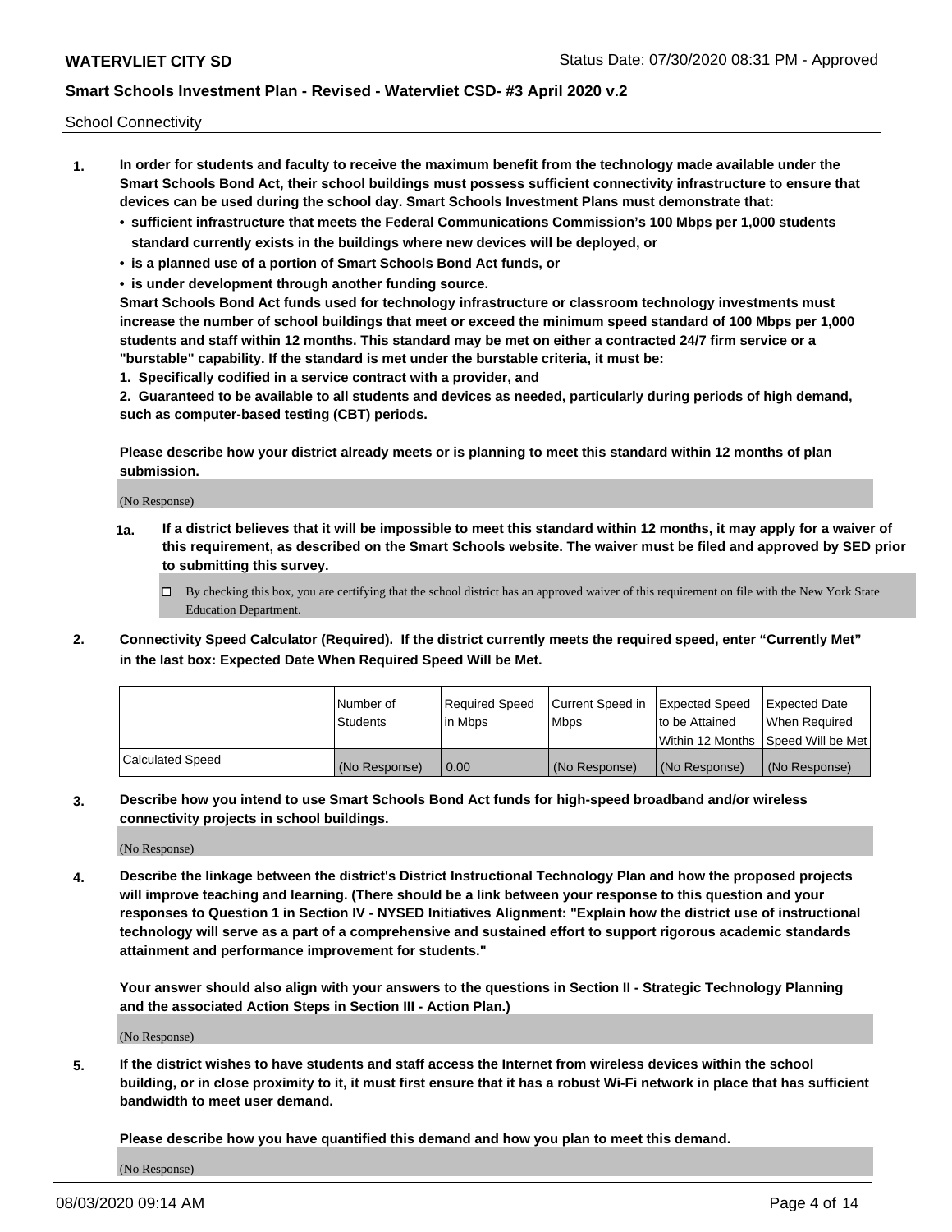School Connectivity

1. **In order for students and faculty to receive the maximum benefit from the technology made available under the Smart Schools Bond Act, their school buildings must possess sufficient connectivity infrastructure to ensure that devices can be used during the school day. Smart Schools Investment Plans must demonstrate that:**
   - **sufficient infrastructure that meets the Federal Communications Commission's 100 Mbps per 1,000 students standard currently exists in the buildings where new devices will be deployed, or**
   - **is a planned use of a portion of Smart Schools Bond Act funds, or**
   - **is under development through another funding source.**

   **Smart Schools Bond Act funds used for technology infrastructure or classroom technology investments must increase the number of school buildings that meet or exceed the minimum speed standard of 100 Mbps per 1,000 students and staff within 12 months. This standard may be met on either a contracted 24/7 firm service or a "burstable" capability. If the standard is met under the burstable criteria, it must be:**

   **1. Specifically codified in a service contract with a provider, and**

   **2. Guaranteed to be available to all students and devices as needed, particularly during periods of high demand, such as computer-based testing (CBT) periods.**

   **Please describe how your district already meets or is planning to meet this standard within 12 months of plan submission.**

   (No Response)

   **1a. If a district believes that it will be impossible to meet this standard within 12 months, it may apply for a waiver of this requirement, as described on the Smart Schools website. The waiver must be filed and approved by SED prior to submitting this survey.**

   ☐ By checking this box, you are certifying that the school district has an approved waiver of this requirement on file with the New York State Education Department.

2. **Connectivity Speed Calculator (Required). If the district currently meets the required speed, enter "Currently Met" in the last box: Expected Date When Required Speed Will be Met.**

| | Number of Students | Required Speed in Mbps | Current Speed in Mbps | Expected Speed to be Attained Within 12 Months | Expected Date When Required Speed Will be Met |
|---|---|---|---|---|---|
| Calculated Speed | (No Response) | 0.00 | (No Response) | (No Response) | (No Response) |

3. **Describe how you intend to use Smart Schools Bond Act funds for high-speed broadband and/or wireless connectivity projects in school buildings.**

   (No Response)

4. **Describe the linkage between the district's District Instructional Technology Plan and how the proposed projects will improve teaching and learning. (There should be a link between your response to this question and your responses to Question 1 in Section IV - NYSED Initiatives Alignment: "Explain how the district use of instructional technology will serve as a part of a comprehensive and sustained effort to support rigorous academic standards attainment and performance improvement for students."**

   **Your answer should also align with your answers to the questions in Section II - Strategic Technology Planning and the associated Action Steps in Section III - Action Plan.)**

   (No Response)

5. **If the district wishes to have students and staff access the Internet from wireless devices within the school building, or in close proximity to it, it must first ensure that it has a robust Wi-Fi network in place that has sufficient bandwidth to meet user demand.**

   **Please describe how you have quantified this demand and how you plan to meet this demand.**

   (No Response)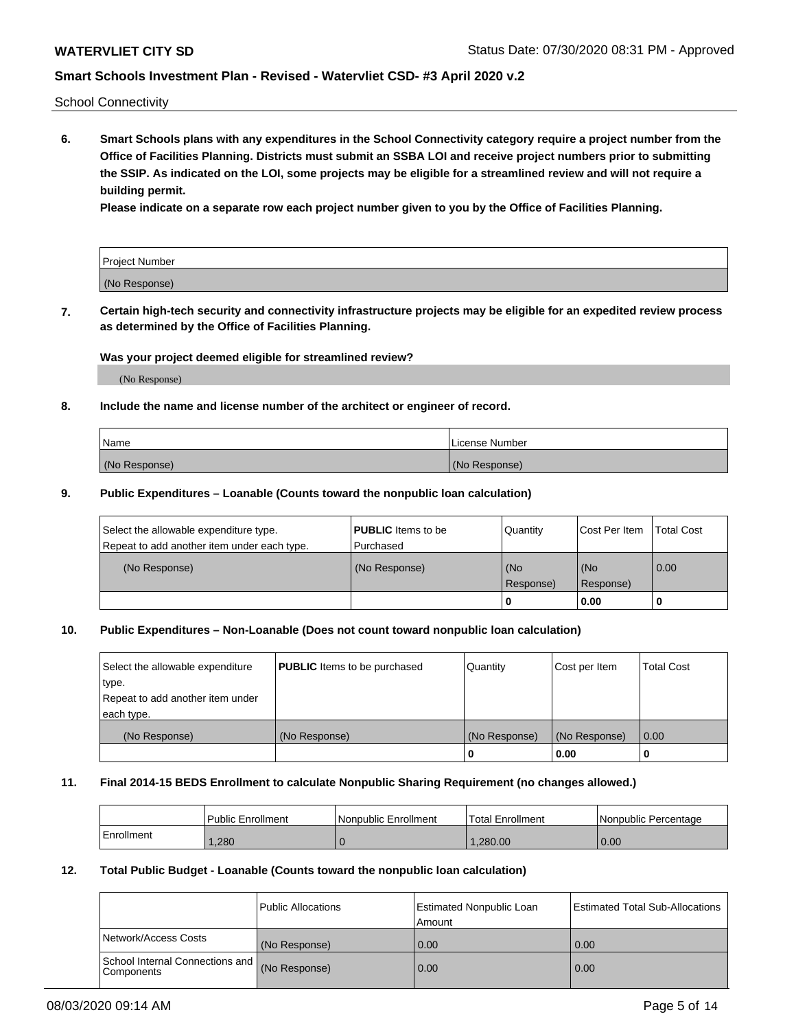School Connectivity

**6. Smart Schools plans with any expenditures in the School Connectivity category require a project number from the Office of Facilities Planning. Districts must submit an SSBA LOI and receive project numbers prior to submitting the SSIP. As indicated on the LOI, some projects may be eligible for a streamlined review and will not require a building permit.**

**Please indicate on a separate row each project number given to you by the Office of Facilities Planning.**

| Project Number |
| --- |
| (No Response) |

**7. Certain high-tech security and connectivity infrastructure projects may be eligible for an expedited review process as determined by the Office of Facilities Planning.**

**Was your project deemed eligible for streamlined review?**

(No Response)

**8. Include the name and license number of the architect or engineer of record.**

| Name | License Number |
| --- | --- |
| (No Response) | (No Response) |

**9. Public Expenditures – Loanable (Counts toward the nonpublic loan calculation)**

| Select the allowable expenditure type. Repeat to add another item under each type. | **PUBLIC** Items to be Purchased | Quantity | Cost Per Item | Total Cost |
| --- | --- | --- | --- | --- |
| (No Response) | (No Response) | (No Response) | (No Response) | 0.00 |
| | | 0 | 0.00 | 0 |

**10. Public Expenditures – Non-Loanable (Does not count toward nonpublic loan calculation)**

| Select the allowable expenditure type. Repeat to add another item under each type. | **PUBLIC** Items to be purchased | Quantity | Cost per Item | Total Cost |
| --- | --- | --- | --- | --- |
| (No Response) | (No Response) | (No Response) | (No Response) | 0.00 |
| | | 0 | 0.00 | 0 |

**11. Final 2014-15 BEDS Enrollment to calculate Nonpublic Sharing Requirement (no changes allowed.)**

| | Public Enrollment | Nonpublic Enrollment | Total Enrollment | Nonpublic Percentage |
| --- | --- | --- | --- | --- |
| Enrollment | 1,280 | 0 | 1,280.00 | 0.00 |

**12. Total Public Budget - Loanable (Counts toward the nonpublic loan calculation)**

| | Public Allocations | Estimated Nonpublic Loan Amount | Estimated Total Sub-Allocations |
| --- | --- | --- | --- |
| Network/Access Costs | (No Response) | 0.00 | 0.00 |
| School Internal Connections and Components | (No Response) | 0.00 | 0.00 |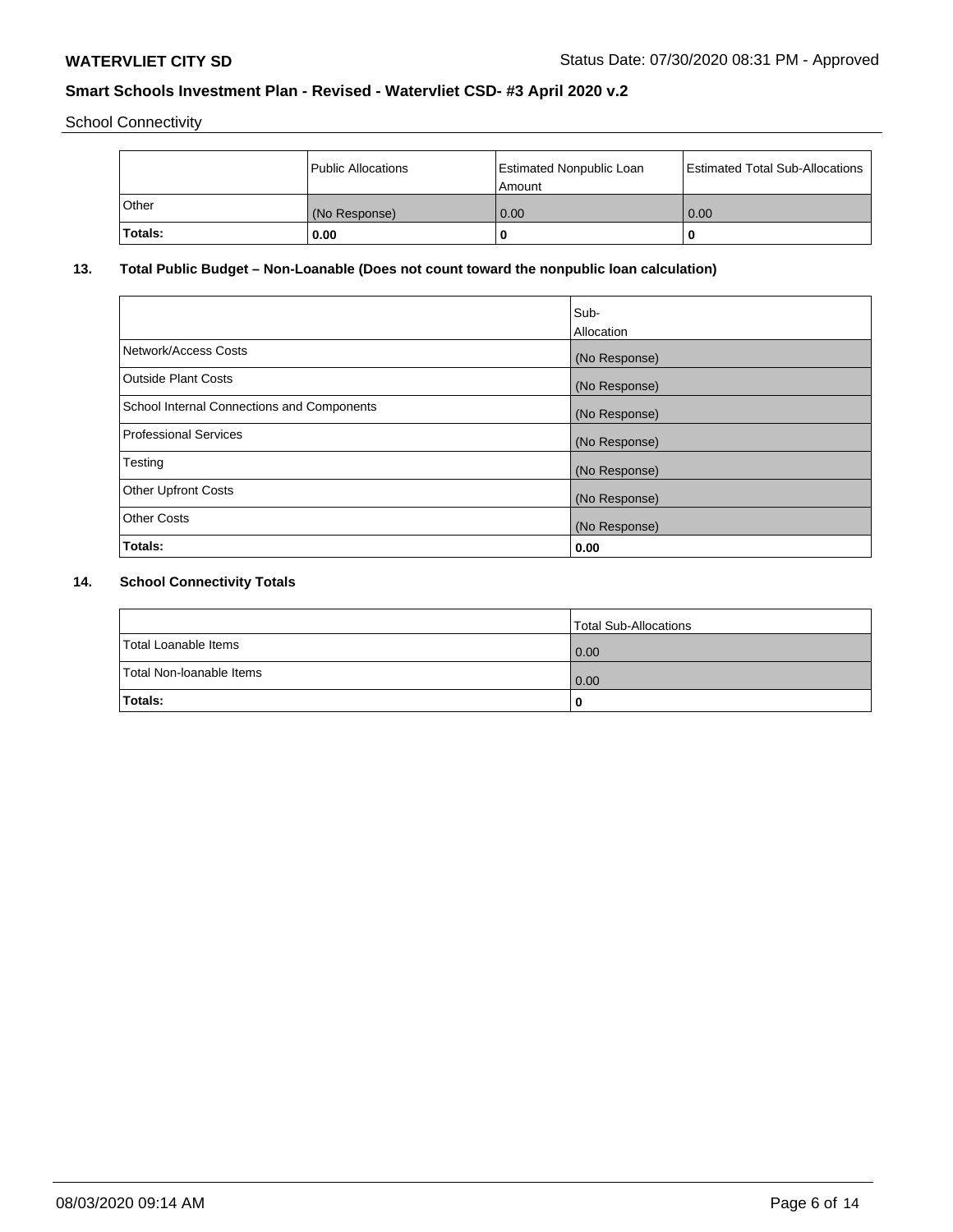School Connectivity

| | Public Allocations | Estimated Nonpublic Loan Amount | Estimated Total Sub-Allocations |
|---|---|---|---|
| Other | (No Response) | 0.00 | 0.00 |
| **Totals:** | **0.00** | **0** | **0** |

## 13. Total Public Budget – Non-Loanable (Does not count toward the nonpublic loan calculation)

| | Sub-Allocation |
|---|---|
| Network/Access Costs | (No Response) |
| Outside Plant Costs | (No Response) |
| School Internal Connections and Components | (No Response) |
| Professional Services | (No Response) |
| Testing | (No Response) |
| Other Upfront Costs | (No Response) |
| Other Costs | (No Response) |
| **Totals:** | **0.00** |

## 14. School Connectivity Totals

| | Total Sub-Allocations |
|---|---|
| Total Loanable Items | 0.00 |
| Total Non-loanable Items | 0.00 |
| **Totals:** | **0** |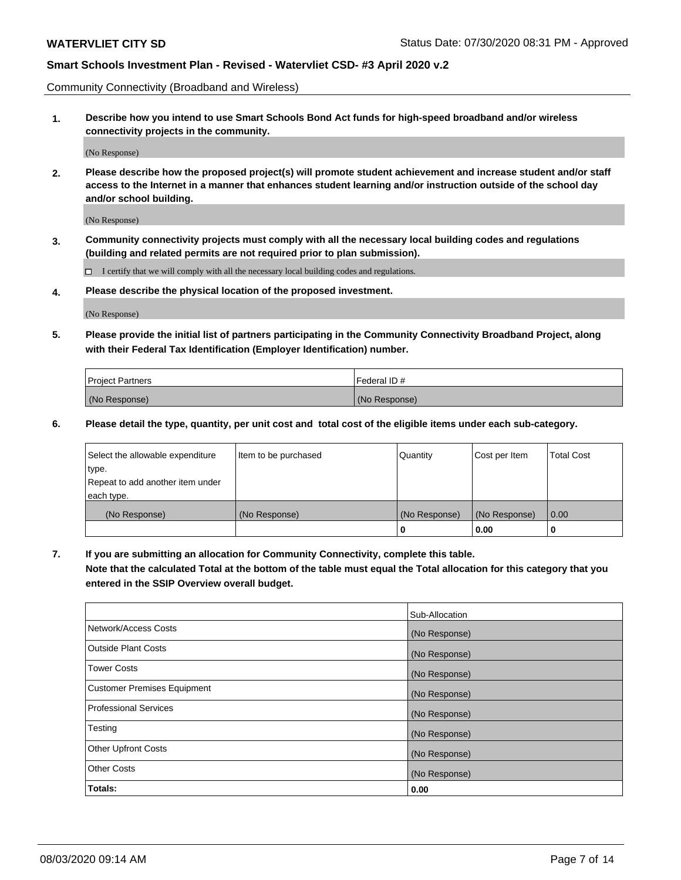Community Connectivity (Broadband and Wireless)

**1. Describe how you intend to use Smart Schools Bond Act funds for high-speed broadband and/or wireless connectivity projects in the community.**

(No Response)

**2. Please describe how the proposed project(s) will promote student achievement and increase student and/or staff access to the Internet in a manner that enhances student learning and/or instruction outside of the school day and/or school building.**

(No Response)

**3. Community connectivity projects must comply with all the necessary local building codes and regulations (building and related permits are not required prior to plan submission).**

☐ I certify that we will comply with all the necessary local building codes and regulations.

**4. Please describe the physical location of the proposed investment.**

(No Response)

**5. Please provide the initial list of partners participating in the Community Connectivity Broadband Project, along with their Federal Tax Identification (Employer Identification) number.**

| Project Partners | Federal ID # |
|---|---|
| (No Response) | (No Response) |

**6. Please detail the type, quantity, per unit cost and total cost of the eligible items under each sub-category.**

| Select the allowable expenditure type. Repeat to add another item under each type. | Item to be purchased | Quantity | Cost per Item | Total Cost |
|---|---|---|---|---|
| (No Response) | (No Response) | (No Response) | (No Response) | 0.00 |
| | | **0** | **0.00** | **0** |

**7. If you are submitting an allocation for Community Connectivity, complete this table. Note that the calculated Total at the bottom of the table must equal the Total allocation for this category that you entered in the SSIP Overview overall budget.**

| | Sub-Allocation |
|---|---|
| Network/Access Costs | (No Response) |
| Outside Plant Costs | (No Response) |
| Tower Costs | (No Response) |
| Customer Premises Equipment | (No Response) |
| Professional Services | (No Response) |
| Testing | (No Response) |
| Other Upfront Costs | (No Response) |
| Other Costs | (No Response) |
| **Totals:** | **0.00** |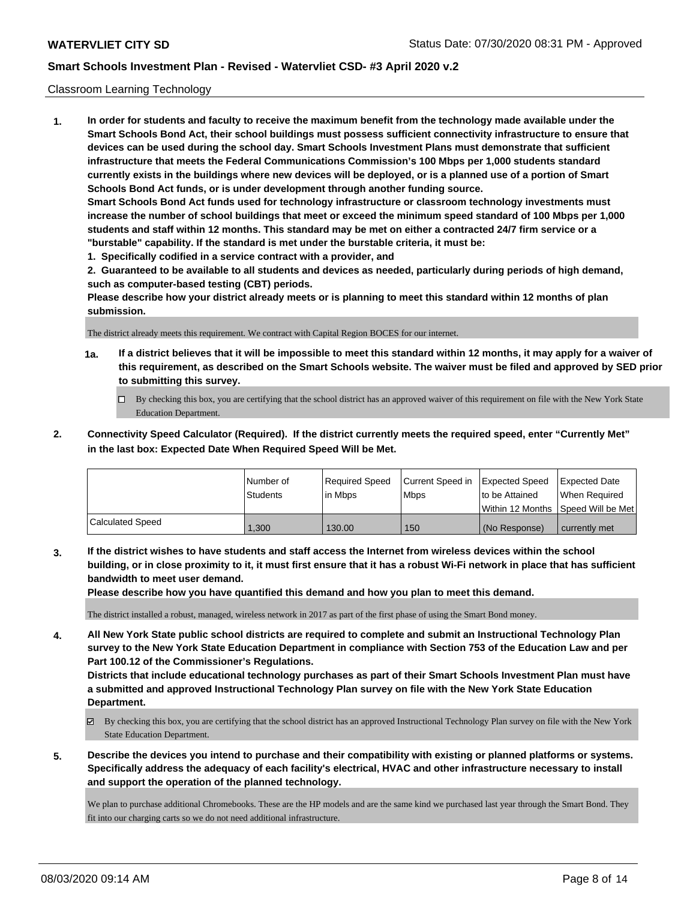Classroom Learning Technology

1. **In order for students and faculty to receive the maximum benefit from the technology made available under the Smart Schools Bond Act, their school buildings must possess sufficient connectivity infrastructure to ensure that devices can be used during the school day. Smart Schools Investment Plans must demonstrate that sufficient infrastructure that meets the Federal Communications Commission's 100 Mbps per 1,000 students standard currently exists in the buildings where new devices will be deployed, or is a planned use of a portion of Smart Schools Bond Act funds, or is under development through another funding source.**

   **Smart Schools Bond Act funds used for technology infrastructure or classroom technology investments must increase the number of school buildings that meet or exceed the minimum speed standard of 100 Mbps per 1,000 students and staff within 12 months. This standard may be met on either a contracted 24/7 firm service or a "burstable" capability. If the standard is met under the burstable criteria, it must be:**

   **1. Specifically codified in a service contract with a provider, and**

   **2. Guaranteed to be available to all students and devices as needed, particularly during periods of high demand, such as computer-based testing (CBT) periods.**

   **Please describe how your district already meets or is planning to meet this standard within 12 months of plan submission.**

   The district already meets this requirement. We contract with Capital Region BOCES for our internet.

   **1a. If a district believes that it will be impossible to meet this standard within 12 months, it may apply for a waiver of this requirement, as described on the Smart Schools website. The waiver must be filed and approved by SED prior to submitting this survey.**

   ☐ By checking this box, you are certifying that the school district has an approved waiver of this requirement on file with the New York State Education Department.

2. **Connectivity Speed Calculator (Required). If the district currently meets the required speed, enter "Currently Met" in the last box: Expected Date When Required Speed Will be Met.**

| | Number of Students | Required Speed in Mbps | Current Speed in Mbps | Expected Speed to be Attained Within 12 Months | Expected Date When Required Speed Will be Met |
|---|---|---|---|---|---|
| Calculated Speed | 1,300 | 130.00 | 150 | (No Response) | currently met |

3. **If the district wishes to have students and staff access the Internet from wireless devices within the school building, or in close proximity to it, it must first ensure that it has a robust Wi-Fi network in place that has sufficient bandwidth to meet user demand.**

   **Please describe how you have quantified this demand and how you plan to meet this demand.**

   The district installed a robust, managed, wireless network in 2017 as part of the first phase of using the Smart Bond money.

4. **All New York State public school districts are required to complete and submit an Instructional Technology Plan survey to the New York State Education Department in compliance with Section 753 of the Education Law and per Part 100.12 of the Commissioner's Regulations.**

   **Districts that include educational technology purchases as part of their Smart Schools Investment Plan must have a submitted and approved Instructional Technology Plan survey on file with the New York State Education Department.**

   ☑ By checking this box, you are certifying that the school district has an approved Instructional Technology Plan survey on file with the New York State Education Department.

5. **Describe the devices you intend to purchase and their compatibility with existing or planned platforms or systems. Specifically address the adequacy of each facility's electrical, HVAC and other infrastructure necessary to install and support the operation of the planned technology.**

   We plan to purchase additional Chromebooks. These are the HP models and are the same kind we purchased last year through the Smart Bond. They fit into our charging carts so we do not need additional infrastructure.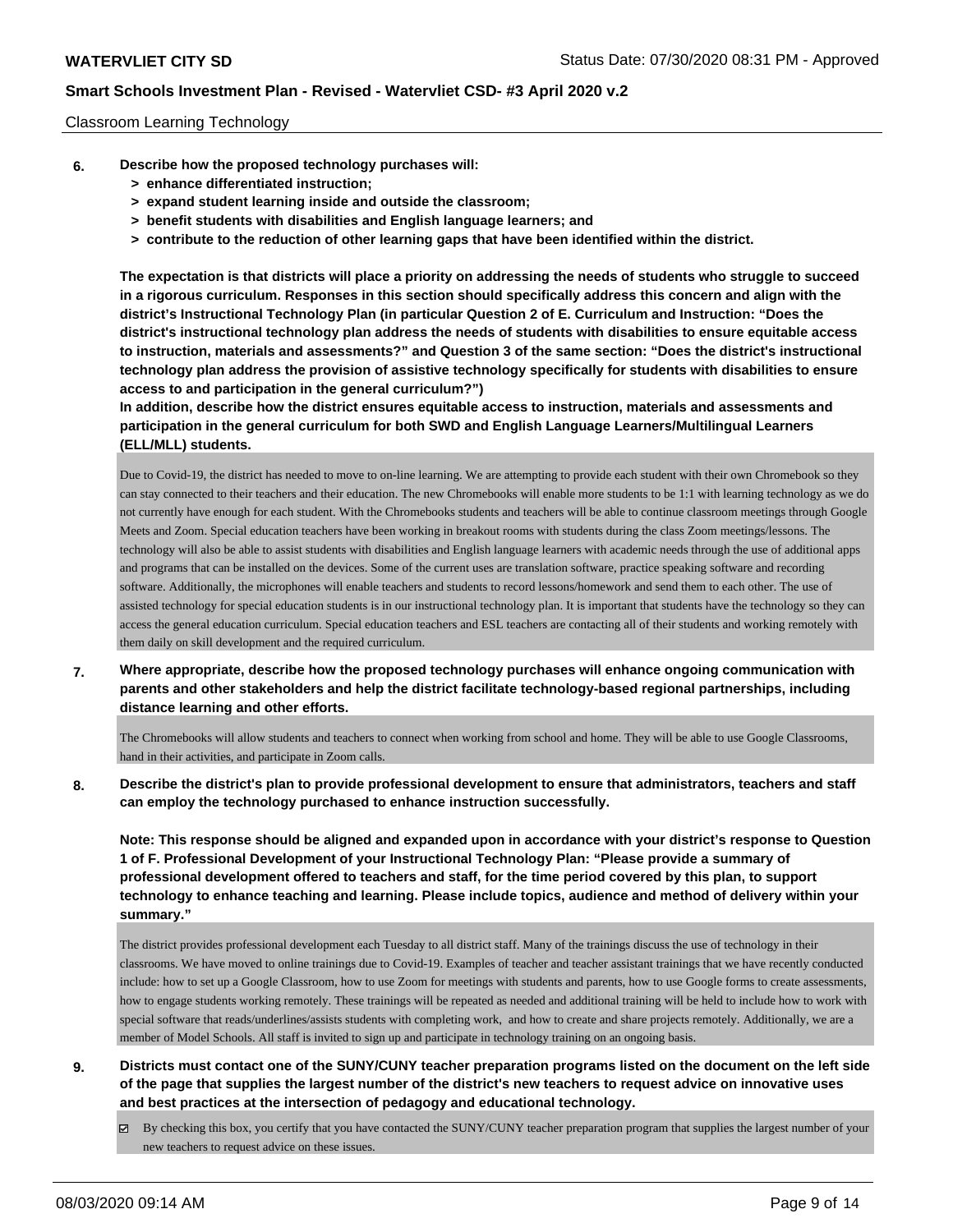Classroom Learning Technology

**6. Describe how the proposed technology purchases will:**
 **> enhance differentiated instruction;**
 **> expand student learning inside and outside the classroom;**
 **> benefit students with disabilities and English language learners; and**
 **> contribute to the reduction of other learning gaps that have been identified within the district.**

**The expectation is that districts will place a priority on addressing the needs of students who struggle to succeed in a rigorous curriculum. Responses in this section should specifically address this concern and align with the district's Instructional Technology Plan (in particular Question 2 of E. Curriculum and Instruction: "Does the district's instructional technology plan address the needs of students with disabilities to ensure equitable access to instruction, materials and assessments?" and Question 3 of the same section: "Does the district's instructional technology plan address the provision of assistive technology specifically for students with disabilities to ensure access to and participation in the general curriculum?")**
**In addition, describe how the district ensures equitable access to instruction, materials and assessments and participation in the general curriculum for both SWD and English Language Learners/Multilingual Learners (ELL/MLL) students.**

Due to Covid-19, the district has needed to move to on-line learning. We are attempting to provide each student with their own Chromebook so they can stay connected to their teachers and their education. The new Chromebooks will enable more students to be 1:1 with learning technology as we do not currently have enough for each student. With the Chromebooks students and teachers will be able to continue classroom meetings through Google Meets and Zoom. Special education teachers have been working in breakout rooms with students during the class Zoom meetings/lessons. The technology will also be able to assist students with disabilities and English language learners with academic needs through the use of additional apps and programs that can be installed on the devices. Some of the current uses are translation software, practice speaking software and recording software. Additionally, the microphones will enable teachers and students to record lessons/homework and send them to each other. The use of assisted technology for special education students is in our instructional technology plan. It is important that students have the technology so they can access the general education curriculum. Special education teachers and ESL teachers are contacting all of their students and working remotely with them daily on skill development and the required curriculum.

**7. Where appropriate, describe how the proposed technology purchases will enhance ongoing communication with parents and other stakeholders and help the district facilitate technology-based regional partnerships, including distance learning and other efforts.**

The Chromebooks will allow students and teachers to connect when working from school and home. They will be able to use Google Classrooms, hand in their activities, and participate in Zoom calls.

**8. Describe the district's plan to provide professional development to ensure that administrators, teachers and staff can employ the technology purchased to enhance instruction successfully.**

**Note: This response should be aligned and expanded upon in accordance with your district's response to Question 1 of F. Professional Development of your Instructional Technology Plan: "Please provide a summary of professional development offered to teachers and staff, for the time period covered by this plan, to support technology to enhance teaching and learning. Please include topics, audience and method of delivery within your summary."**

The district provides professional development each Tuesday to all district staff. Many of the trainings discuss the use of technology in their classrooms. We have moved to online trainings due to Covid-19. Examples of teacher and teacher assistant trainings that we have recently conducted include: how to set up a Google Classroom, how to use Zoom for meetings with students and parents, how to use Google forms to create assessments, how to engage students working remotely. These trainings will be repeated as needed and additional training will be held to include how to work with special software that reads/underlines/assists students with completing work, and how to create and share projects remotely. Additionally, we are a member of Model Schools. All staff is invited to sign up and participate in technology training on an ongoing basis.

**9. Districts must contact one of the SUNY/CUNY teacher preparation programs listed on the document on the left side of the page that supplies the largest number of the district's new teachers to request advice on innovative uses and best practices at the intersection of pedagogy and educational technology.**

☑ By checking this box, you certify that you have contacted the SUNY/CUNY teacher preparation program that supplies the largest number of your new teachers to request advice on these issues.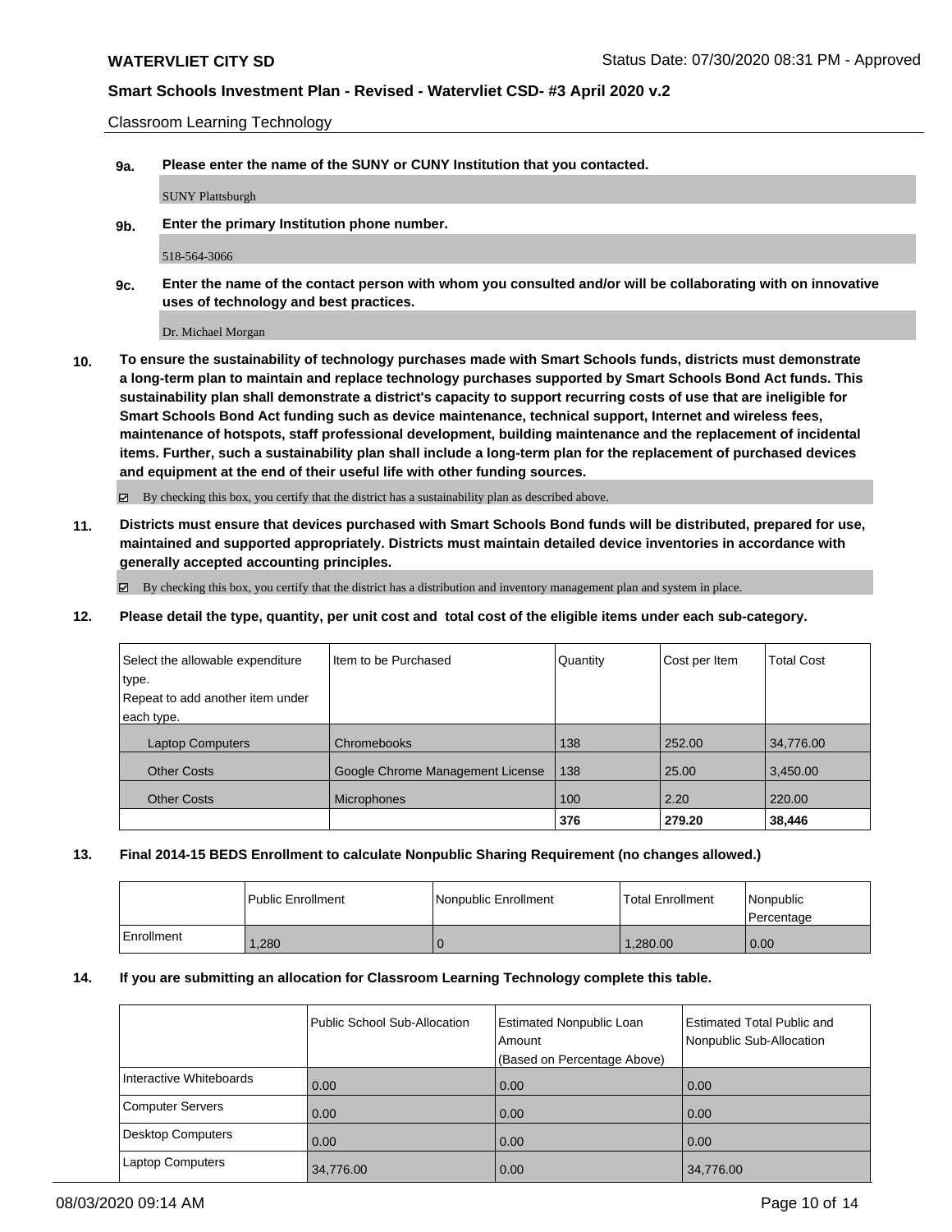Classroom Learning Technology

**9a. Please enter the name of the SUNY or CUNY Institution that you contacted.**

SUNY Plattsburgh

**9b. Enter the primary Institution phone number.**

518-564-3066

**9c. Enter the name of the contact person with whom you consulted and/or will be collaborating with on innovative uses of technology and best practices.**

Dr. Michael Morgan

**10. To ensure the sustainability of technology purchases made with Smart Schools funds, districts must demonstrate a long-term plan to maintain and replace technology purchases supported by Smart Schools Bond Act funds. This sustainability plan shall demonstrate a district's capacity to support recurring costs of use that are ineligible for Smart Schools Bond Act funding such as device maintenance, technical support, Internet and wireless fees, maintenance of hotspots, staff professional development, building maintenance and the replacement of incidental items. Further, such a sustainability plan shall include a long-term plan for the replacement of purchased devices and equipment at the end of their useful life with other funding sources.**

☑ By checking this box, you certify that the district has a sustainability plan as described above.

**11. Districts must ensure that devices purchased with Smart Schools Bond funds will be distributed, prepared for use, maintained and supported appropriately. Districts must maintain detailed device inventories in accordance with generally accepted accounting principles.**

☑ By checking this box, you certify that the district has a distribution and inventory management plan and system in place.

**12. Please detail the type, quantity, per unit cost and total cost of the eligible items under each sub-category.**

| Select the allowable expenditure type. Repeat to add another item under each type. | Item to be Purchased | Quantity | Cost per Item | Total Cost |
|---|---|---|---|---|
| Laptop Computers | Chromebooks | 138 | 252.00 | 34,776.00 |
| Other Costs | Google Chrome Management License | 138 | 25.00 | 3,450.00 |
| Other Costs | Microphones | 100 | 2.20 | 220.00 |
| | | **376** | **279.20** | **38,446** |

**13. Final 2014-15 BEDS Enrollment to calculate Nonpublic Sharing Requirement (no changes allowed.)**

| | Public Enrollment | Nonpublic Enrollment | Total Enrollment | Nonpublic Percentage |
|---|---|---|---|---|
| Enrollment | 1,280 | 0 | 1,280.00 | 0.00 |

**14. If you are submitting an allocation for Classroom Learning Technology complete this table.**

| | Public School Sub-Allocation | Estimated Nonpublic Loan Amount (Based on Percentage Above) | Estimated Total Public and Nonpublic Sub-Allocation |
|---|---|---|---|
| Interactive Whiteboards | 0.00 | 0.00 | 0.00 |
| Computer Servers | 0.00 | 0.00 | 0.00 |
| Desktop Computers | 0.00 | 0.00 | 0.00 |
| Laptop Computers | 34,776.00 | 0.00 | 34,776.00 |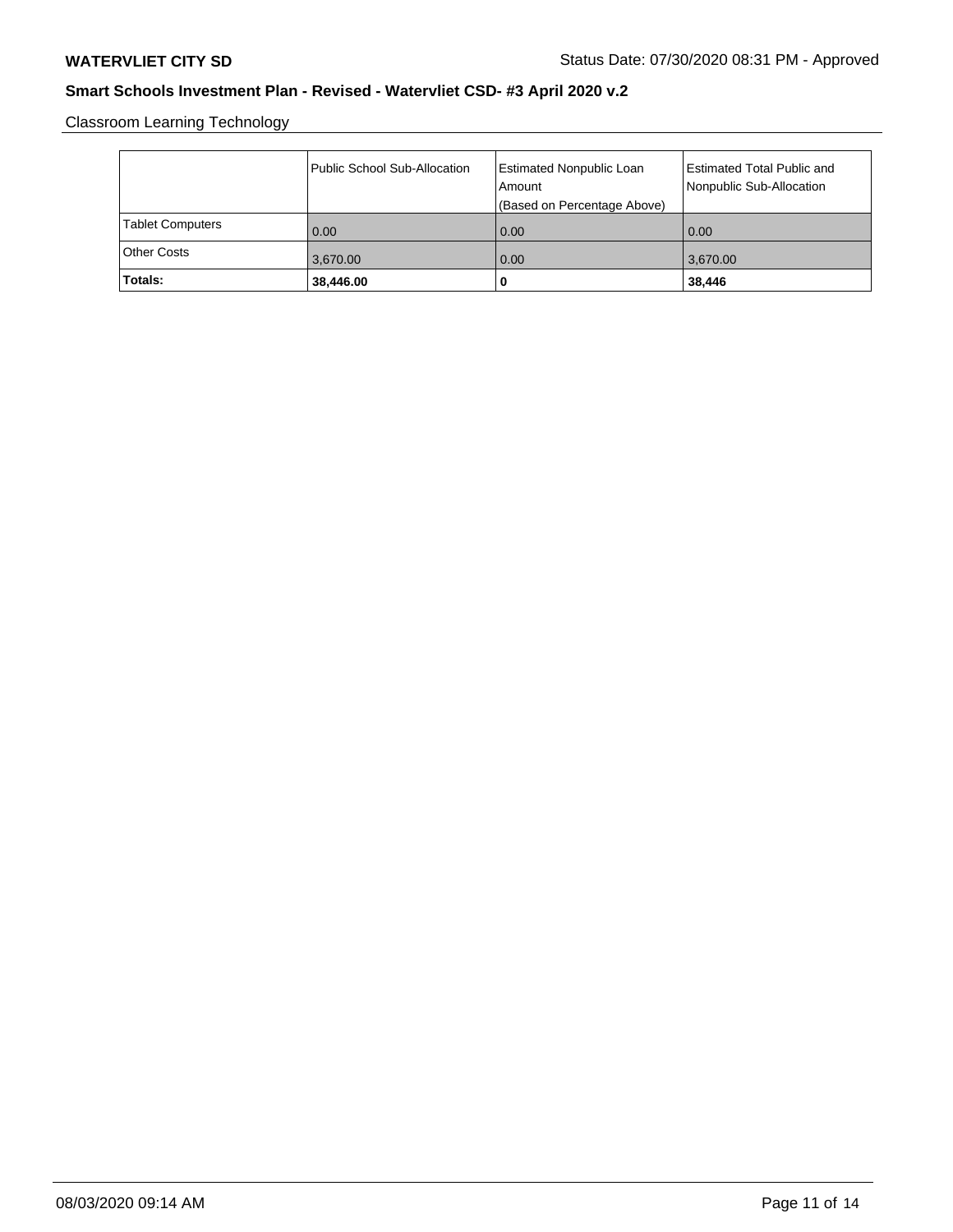Classroom Learning Technology

| | Public School Sub-Allocation | Estimated Nonpublic Loan Amount (Based on Percentage Above) | Estimated Total Public and Nonpublic Sub-Allocation |
|---|---|---|---|
| Tablet Computers | 0.00 | 0.00 | 0.00 |
| Other Costs | 3,670.00 | 0.00 | 3,670.00 |
| **Totals:** | **38,446.00** | **0** | **38,446** |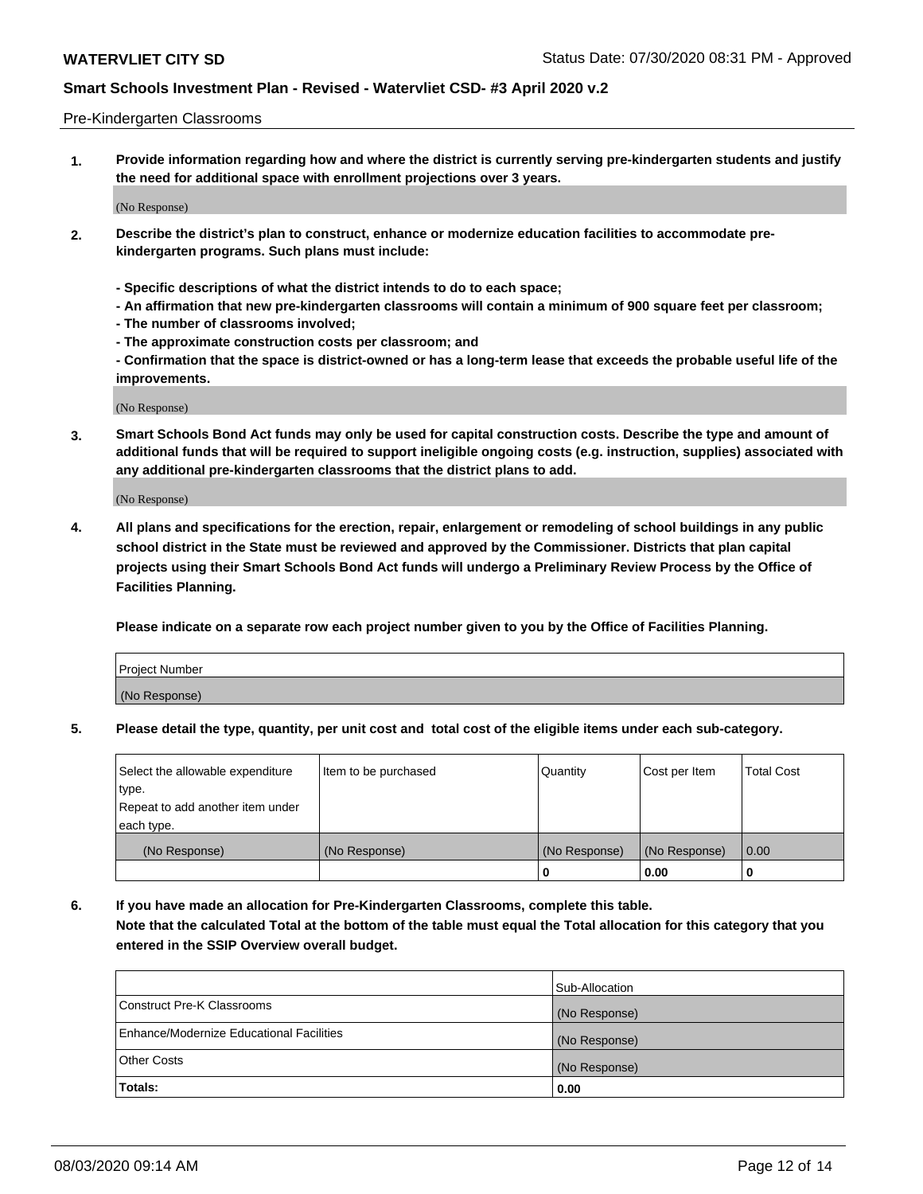Pre-Kindergarten Classrooms

**1. Provide information regarding how and where the district is currently serving pre-kindergarten students and justify the need for additional space with enrollment projections over 3 years.**

(No Response)

**2. Describe the district's plan to construct, enhance or modernize education facilities to accommodate pre-kindergarten programs. Such plans must include:**

**- Specific descriptions of what the district intends to do to each space;**
**- An affirmation that new pre-kindergarten classrooms will contain a minimum of 900 square feet per classroom;**
**- The number of classrooms involved;**
**- The approximate construction costs per classroom; and**
**- Confirmation that the space is district-owned or has a long-term lease that exceeds the probable useful life of the improvements.**

(No Response)

**3. Smart Schools Bond Act funds may only be used for capital construction costs. Describe the type and amount of additional funds that will be required to support ineligible ongoing costs (e.g. instruction, supplies) associated with any additional pre-kindergarten classrooms that the district plans to add.**

(No Response)

**4. All plans and specifications for the erection, repair, enlargement or remodeling of school buildings in any public school district in the State must be reviewed and approved by the Commissioner. Districts that plan capital projects using their Smart Schools Bond Act funds will undergo a Preliminary Review Process by the Office of Facilities Planning.**

**Please indicate on a separate row each project number given to you by the Office of Facilities Planning.**

| Project Number |
|---|
| (No Response) |

**5. Please detail the type, quantity, per unit cost and total cost of the eligible items under each sub-category.**

| Select the allowable expenditure type. Repeat to add another item under each type. | Item to be purchased | Quantity | Cost per Item | Total Cost |
|---|---|---|---|---|
| (No Response) | (No Response) | (No Response) | (No Response) | 0.00 |
| | | 0 | 0.00 | 0 |

**6. If you have made an allocation for Pre-Kindergarten Classrooms, complete this table. Note that the calculated Total at the bottom of the table must equal the Total allocation for this category that you entered in the SSIP Overview overall budget.**

| | Sub-Allocation |
|---|---|
| Construct Pre-K Classrooms | (No Response) |
| Enhance/Modernize Educational Facilities | (No Response) |
| Other Costs | (No Response) |
| **Totals:** | 0.00 |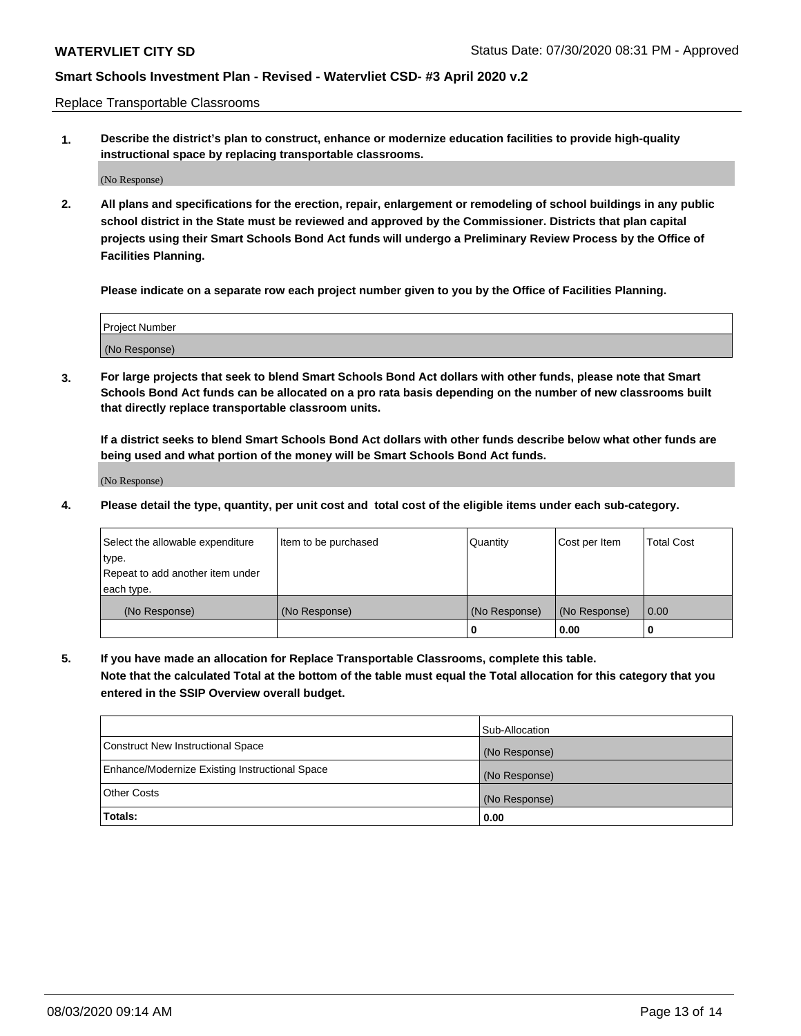Replace Transportable Classrooms

1. **Describe the district's plan to construct, enhance or modernize education facilities to provide high-quality instructional space by replacing transportable classrooms.**

(No Response)

2. **All plans and specifications for the erection, repair, enlargement or remodeling of school buildings in any public school district in the State must be reviewed and approved by the Commissioner. Districts that plan capital projects using their Smart Schools Bond Act funds will undergo a Preliminary Review Process by the Office of Facilities Planning.**

   **Please indicate on a separate row each project number given to you by the Office of Facilities Planning.**

| Project Number |
|---|
| (No Response) |

3. **For large projects that seek to blend Smart Schools Bond Act dollars with other funds, please note that Smart Schools Bond Act funds can be allocated on a pro rata basis depending on the number of new classrooms built that directly replace transportable classroom units.**

   **If a district seeks to blend Smart Schools Bond Act dollars with other funds describe below what other funds are being used and what portion of the money will be Smart Schools Bond Act funds.**

(No Response)

4. **Please detail the type, quantity, per unit cost and total cost of the eligible items under each sub-category.**

| Select the allowable expenditure type. Repeat to add another item under each type. | Item to be purchased | Quantity | Cost per Item | Total Cost |
|---|---|---|---|---|
| (No Response) | (No Response) | (No Response) | (No Response) | 0.00 |
| | | 0 | 0.00 | 0 |

5. **If you have made an allocation for Replace Transportable Classrooms, complete this table. Note that the calculated Total at the bottom of the table must equal the Total allocation for this category that you entered in the SSIP Overview overall budget.**

| | Sub-Allocation |
|---|---|
| Construct New Instructional Space | (No Response) |
| Enhance/Modernize Existing Instructional Space | (No Response) |
| Other Costs | (No Response) |
| **Totals:** | **0.00** |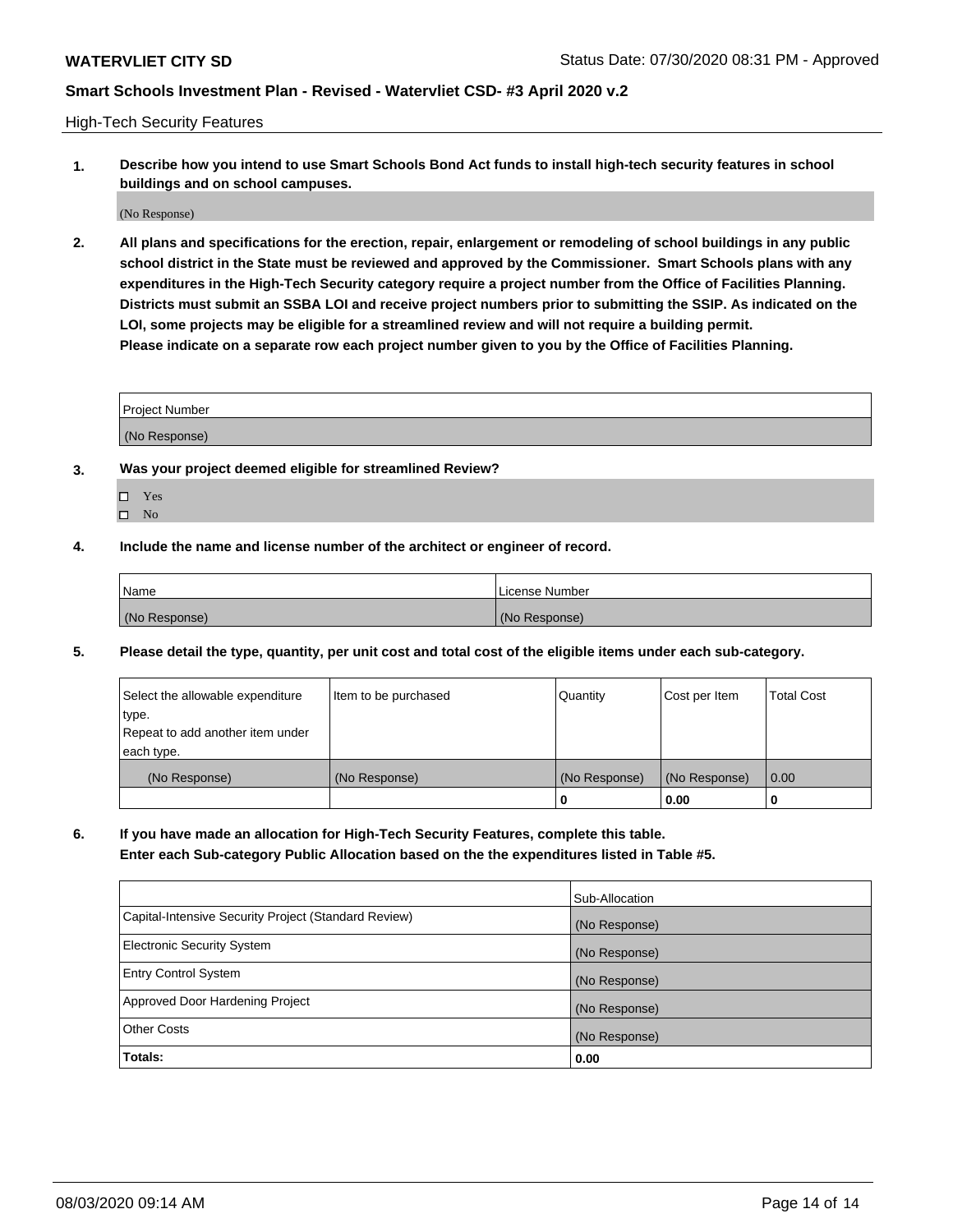## High-Tech Security Features

**1. Describe how you intend to use Smart Schools Bond Act funds to install high-tech security features in school buildings and on school campuses.**

(No Response)

**2. All plans and specifications for the erection, repair, enlargement or remodeling of school buildings in any public school district in the State must be reviewed and approved by the Commissioner. Smart Schools plans with any expenditures in the High-Tech Security category require a project number from the Office of Facilities Planning. Districts must submit an SSBA LOI and receive project numbers prior to submitting the SSIP. As indicated on the LOI, some projects may be eligible for a streamlined review and will not require a building permit. Please indicate on a separate row each project number given to you by the Office of Facilities Planning.**

| Project Number |
|---|
| (No Response) |

**3. Was your project deemed eligible for streamlined Review?**

- ☐ Yes
- ☐ No

**4. Include the name and license number of the architect or engineer of record.**

| Name | License Number |
|---|---|
| (No Response) | (No Response) |

**5. Please detail the type, quantity, per unit cost and total cost of the eligible items under each sub-category.**

| Select the allowable expenditure type. Repeat to add another item under each type. | Item to be purchased | Quantity | Cost per Item | Total Cost |
|---|---|---|---|---|
| (No Response) | (No Response) | (No Response) | (No Response) | 0.00 |
| | | 0 | 0.00 | 0 |

**6. If you have made an allocation for High-Tech Security Features, complete this table. Enter each Sub-category Public Allocation based on the the expenditures listed in Table #5.**

| | Sub-Allocation |
|---|---|
| Capital-Intensive Security Project (Standard Review) | (No Response) |
| Electronic Security System | (No Response) |
| Entry Control System | (No Response) |
| Approved Door Hardening Project | (No Response) |
| Other Costs | (No Response) |
| **Totals:** | **0.00** |